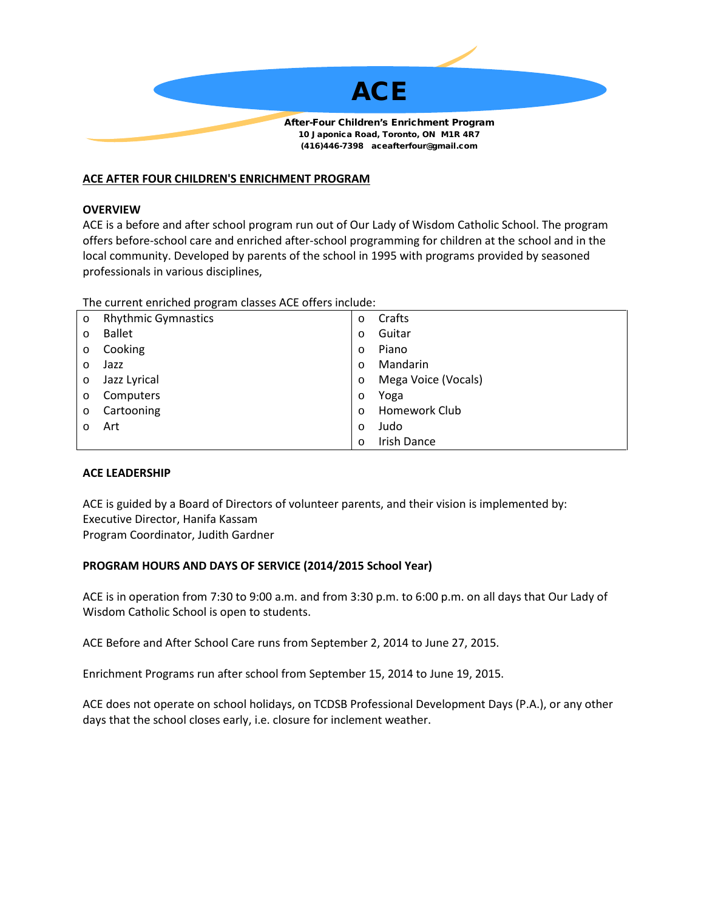# ACE

**After-Four Children's Enrichment Program**
**10 Japonica Road, Toronto, ON M1R 4R7**
**(416)446-7398 aceafterfour@gmail.com**

## ACE AFTER FOUR CHILDREN'S ENRICHMENT PROGRAM

### OVERVIEW

ACE is a before and after school program run out of Our Lady of Wisdom Catholic School. The program offers before-school care and enriched after-school programming for children at the school and in the local community. Developed by parents of the school in 1995 with programs provided by seasoned professionals in various disciplines,

The current enriched program classes ACE offers include:

| | |
|---|---|
| o Rhythmic Gymnastics | o Crafts |
| o Ballet | o Guitar |
| o Cooking | o Piano |
| o Jazz | o Mandarin |
| o Jazz Lyrical | o Mega Voice (Vocals) |
| o Computers | o Yoga |
| o Cartooning | o Homework Club |
| o Art | o Judo |
| | o Irish Dance |

### ACE LEADERSHIP

ACE is guided by a Board of Directors of volunteer parents, and their vision is implemented by:
Executive Director, Hanifa Kassam
Program Coordinator, Judith Gardner

### PROGRAM HOURS AND DAYS OF SERVICE (2014/2015 School Year)

ACE is in operation from 7:30 to 9:00 a.m. and from 3:30 p.m. to 6:00 p.m. on all days that Our Lady of Wisdom Catholic School is open to students.

ACE Before and After School Care runs from September 2, 2014 to June 27, 2015.

Enrichment Programs run after school from September 15, 2014 to June 19, 2015.

ACE does not operate on school holidays, on TCDSB Professional Development Days (P.A.), or any other days that the school closes early, i.e. closure for inclement weather.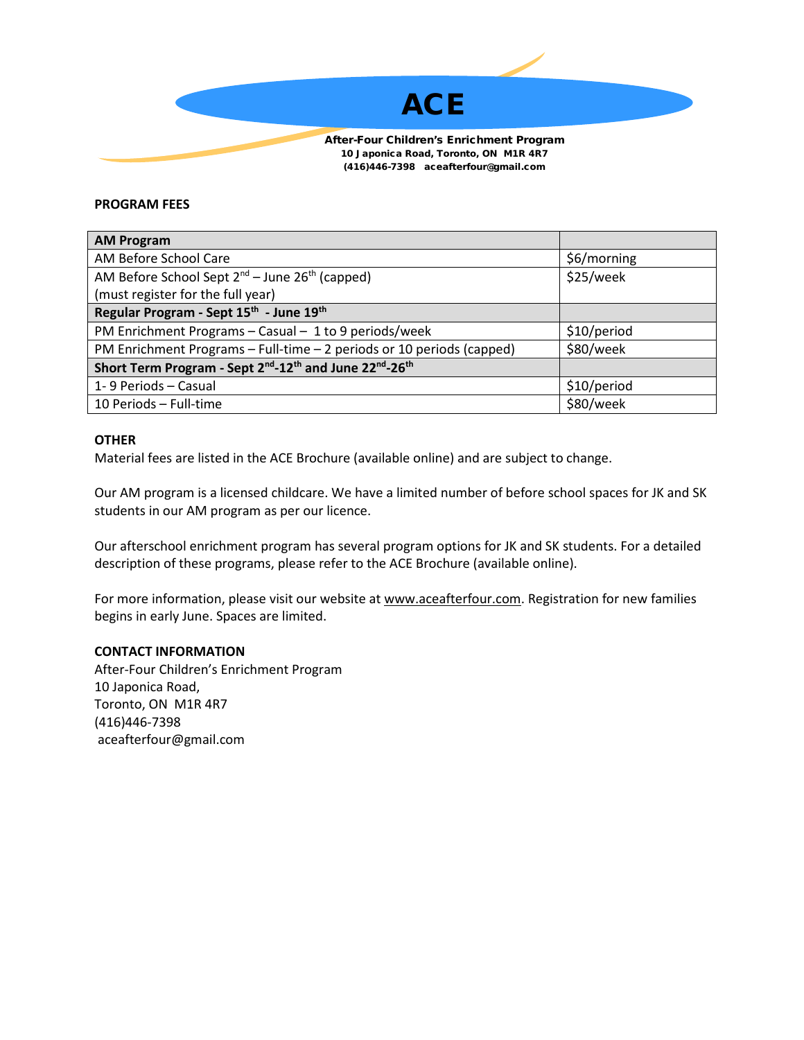# ACE

**After-Four Children's Enrichment Program**
**10 Japonica Road, Toronto, ON M1R 4R7**
**(416)446-7398 aceafterfour@gmail.com**

**PROGRAM FEES**

| | |
|---|---|
| **AM Program** | |
| AM Before School Care | $6/morning |
| AM Before School Sept 2nd – June 26th (capped) (must register for the full year) | $25/week |
| **Regular Program - Sept 15th - June 19th** | |
| PM Enrichment Programs – Casual – 1 to 9 periods/week | $10/period |
| PM Enrichment Programs – Full-time – 2 periods or 10 periods (capped) | $80/week |
| **Short Term Program - Sept 2nd-12th and June 22nd-26th** | |
| 1- 9 Periods – Casual | $10/period |
| 10 Periods – Full-time | $80/week |

**OTHER**

Material fees are listed in the ACE Brochure (available online) and are subject to change.

Our AM program is a licensed childcare. We have a limited number of before school spaces for JK and SK students in our AM program as per our licence.

Our afterschool enrichment program has several program options for JK and SK students. For a detailed description of these programs, please refer to the ACE Brochure (available online).

For more information, please visit our website at www.aceafterfour.com. Registration for new families begins in early June. Spaces are limited.

**CONTACT INFORMATION**

After-Four Children's Enrichment Program
10 Japonica Road,
Toronto, ON M1R 4R7
(416)446-7398
aceafterfour@gmail.com